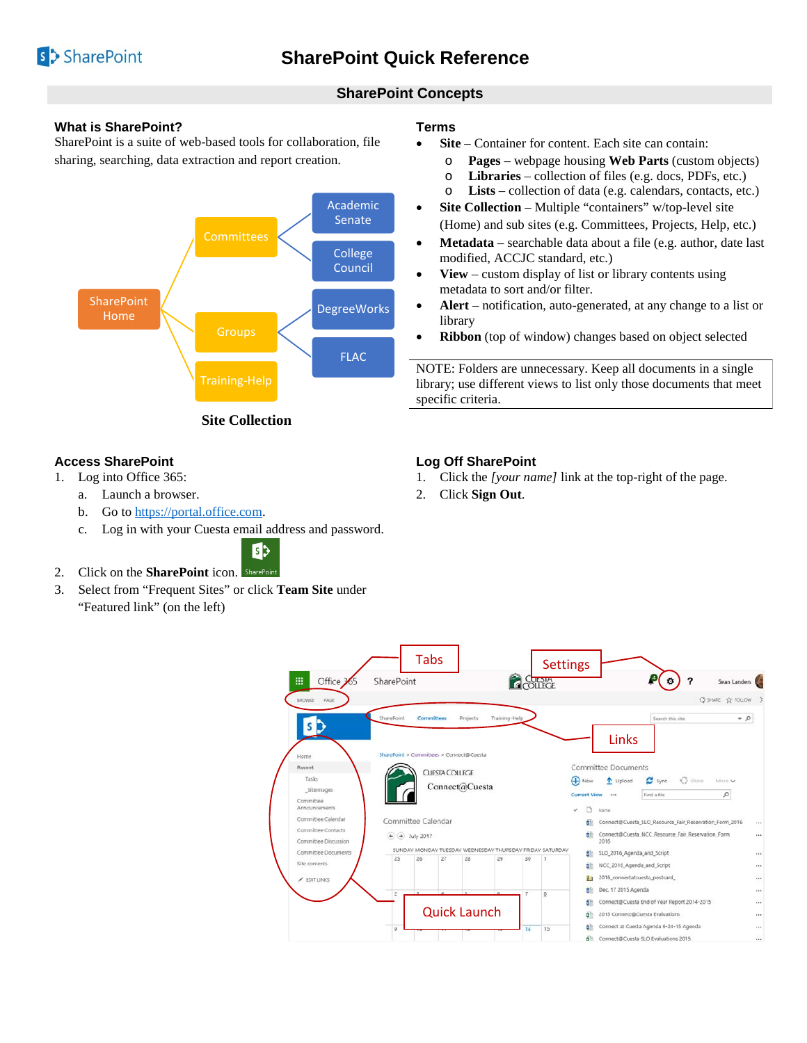# SharePoint Quick Reference

## SharePoint Concepts

### What is SharePoint?

SharePoint is a suite of web-based tools for collaboration, file sharing, searching, data extraction and report creation.

**Site Collection**

### Terms

- **Site** – Container for content. Each site can contain:
  - **Pages** – webpage housing **Web Parts** (custom objects)
  - **Libraries** – collection of files (e.g. docs, PDFs, etc.)
  - **Lists** – collection of data (e.g. calendars, contacts, etc.)
- **Site Collection** – Multiple "containers" w/top-level site (Home) and sub sites (e.g. Committees, Projects, Help, etc.)
- **Metadata** – searchable data about a file (e.g. author, date last modified, ACCJC standard, etc.)
- **View** – custom display of list or library contents using metadata to sort and/or filter.
- **Alert** – notification, auto-generated, at any change to a list or library
- **Ribbon** (top of window) changes based on object selected

NOTE: Folders are unnecessary. Keep all documents in a single library; use different views to list only those documents that meet specific criteria.

### Access SharePoint

1. Log into Office 365:
   a. Launch a browser.
   b. Go to https://portal.office.com.
   c. Log in with your Cuesta email address and password.
2. Click on the **SharePoint** icon.
3. Select from "Frequent Sites" or click **Team Site** under "Featured link" (on the left)

### Log Off SharePoint

1. Click the *[your name]* link at the top-right of the page.
2. Click **Sign Out**.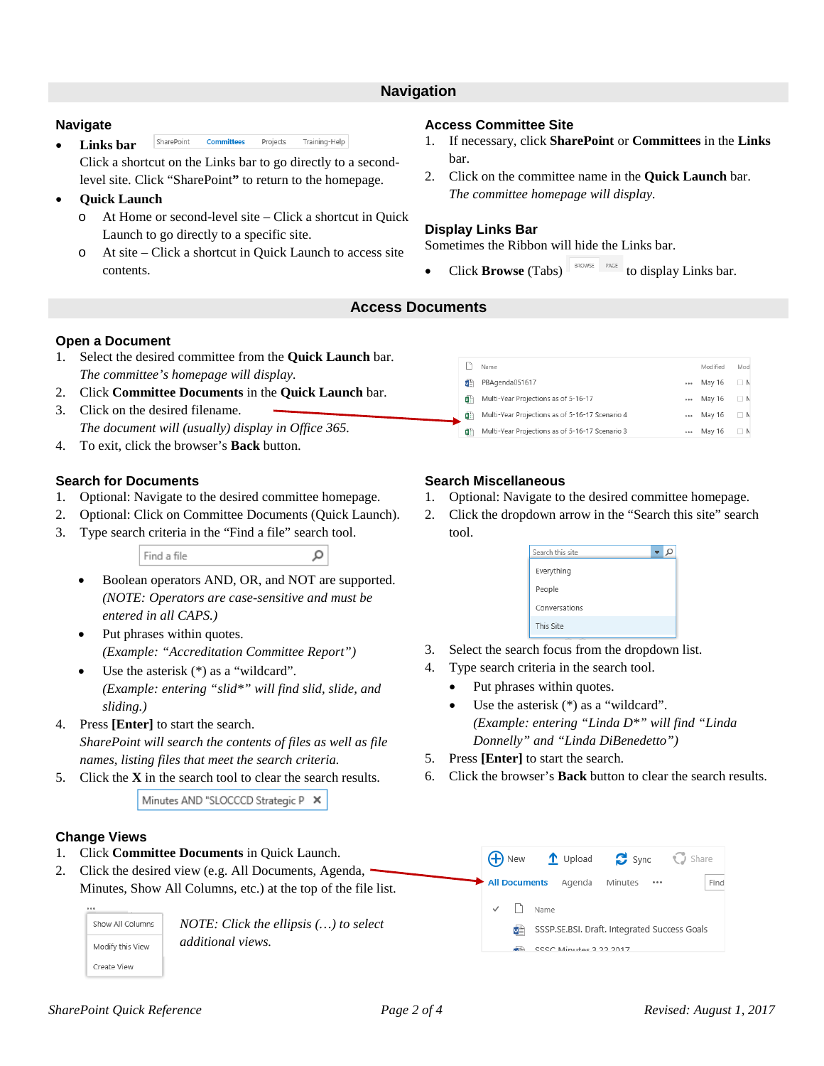# Navigation

## Navigate

- **Links bar**

  Click a shortcut on the Links bar to go directly to a second-level site. Click "SharePoint**"** to return to the homepage.

- **Quick Launch**
  - At Home or second-level site – Click a shortcut in Quick Launch to go directly to a specific site.
  - At site – Click a shortcut in Quick Launch to access site contents.

## Access Committee Site

1. If necessary, click **SharePoint** or **Committees** in the **Links** bar.
2. Click on the committee name in the **Quick Launch** bar.

   *The committee homepage will display.*

## Display Links Bar

Sometimes the Ribbon will hide the Links bar.

- Click **Browse** (Tabs) to display Links bar.

# Access Documents

## Open a Document

1. Select the desired committee from the **Quick Launch** bar.

   *The committee's homepage will display.*
2. Click **Committee Documents** in the **Quick Launch** bar.
3. Click on the desired filename.

   *The document will (usually) display in Office 365.*
4. To exit, click the browser's **Back** button.

## Search for Documents

1. Optional: Navigate to the desired committee homepage.
2. Optional: Click on Committee Documents (Quick Launch).
3. Type search criteria in the "Find a file" search tool.
   - Boolean operators AND, OR, and NOT are supported.

     *(NOTE: Operators are case-sensitive and must be entered in all CAPS.)*
   - Put phrases within quotes.

     *(Example: "Accreditation Committee Report")*
   - Use the asterisk (*) as a "wildcard".

     *(Example: entering "slid*" will find slid, slide, and sliding.)*
4. Press **[Enter]** to start the search.

   *SharePoint will search the contents of files as well as file names, listing files that meet the search criteria.*
5. Click the **X** in the search tool to clear the search results.

## Search Miscellaneous

1. Optional: Navigate to the desired committee homepage.
2. Click the dropdown arrow in the "Search this site" search tool.
3. Select the search focus from the dropdown list.
4. Type search criteria in the search tool.
   - Put phrases within quotes.
   - Use the asterisk (*) as a "wildcard".

     *(Example: entering "Linda D*" will find "Linda Donnelly" and "Linda DiBenedetto")*
5. Press **[Enter]** to start the search.
6. Click the browser's **Back** button to clear the search results.

## Change Views

1. Click **Committee Documents** in Quick Launch.
2. Click the desired view (e.g. All Documents, Agenda, Minutes, Show All Columns, etc.) at the top of the file list.

*NOTE: Click the ellipsis (…) to select additional views.*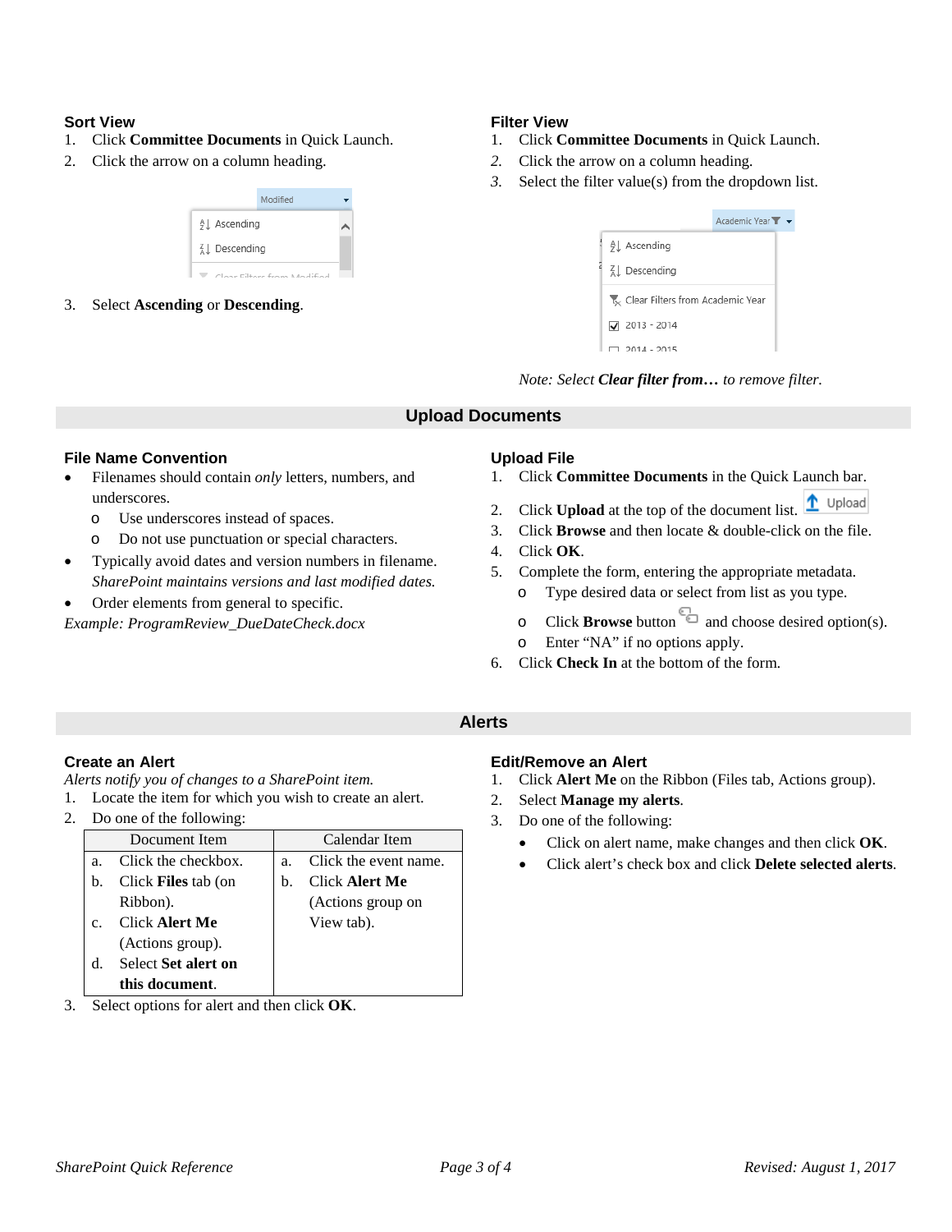### Sort View

1. Click **Committee Documents** in Quick Launch.
2. Click the arrow on a column heading.
3. Select **Ascending** or **Descending**.

### Filter View

1. Click **Committee Documents** in Quick Launch.
2. Click the arrow on a column heading.
3. Select the filter value(s) from the dropdown list.

*Note: Select **Clear filter from…** to remove filter.*

## Upload Documents

### File Name Convention

- Filenames should contain *only* letters, numbers, and underscores.
  - Use underscores instead of spaces.
  - Do not use punctuation or special characters.
- Typically avoid dates and version numbers in filename. *SharePoint maintains versions and last modified dates.*
- Order elements from general to specific.

*Example: ProgramReview_DueDateCheck.docx*

### Upload File

1. Click **Committee Documents** in the Quick Launch bar.
2. Click **Upload** at the top of the document list.
3. Click **Browse** and then locate & double-click on the file.
4. Click **OK**.
5. Complete the form, entering the appropriate metadata.
   - Type desired data or select from list as you type.
   - Click **Browse** button and choose desired option(s).
   - Enter “NA” if no options apply.
6. Click **Check In** at the bottom of the form.

## Alerts

### Create an Alert

*Alerts notify you of changes to a SharePoint item.*

1. Locate the item for which you wish to create an alert.
2. Do one of the following:

| Document Item | Calendar Item |
| --- | --- |
| a. Click the checkbox.<br>b. Click **Files** tab (on Ribbon).<br>c. Click **Alert Me** (Actions group).<br>d. Select **Set alert on this document**. | a. Click the event name.<br>b. Click **Alert Me** (Actions group on View tab). |

3. Select options for alert and then click **OK**.

### Edit/Remove an Alert

1. Click **Alert Me** on the Ribbon (Files tab, Actions group).
2. Select **Manage my alerts**.
3. Do one of the following:
   - Click on alert name, make changes and then click **OK**.
   - Click alert’s check box and click **Delete selected alerts**.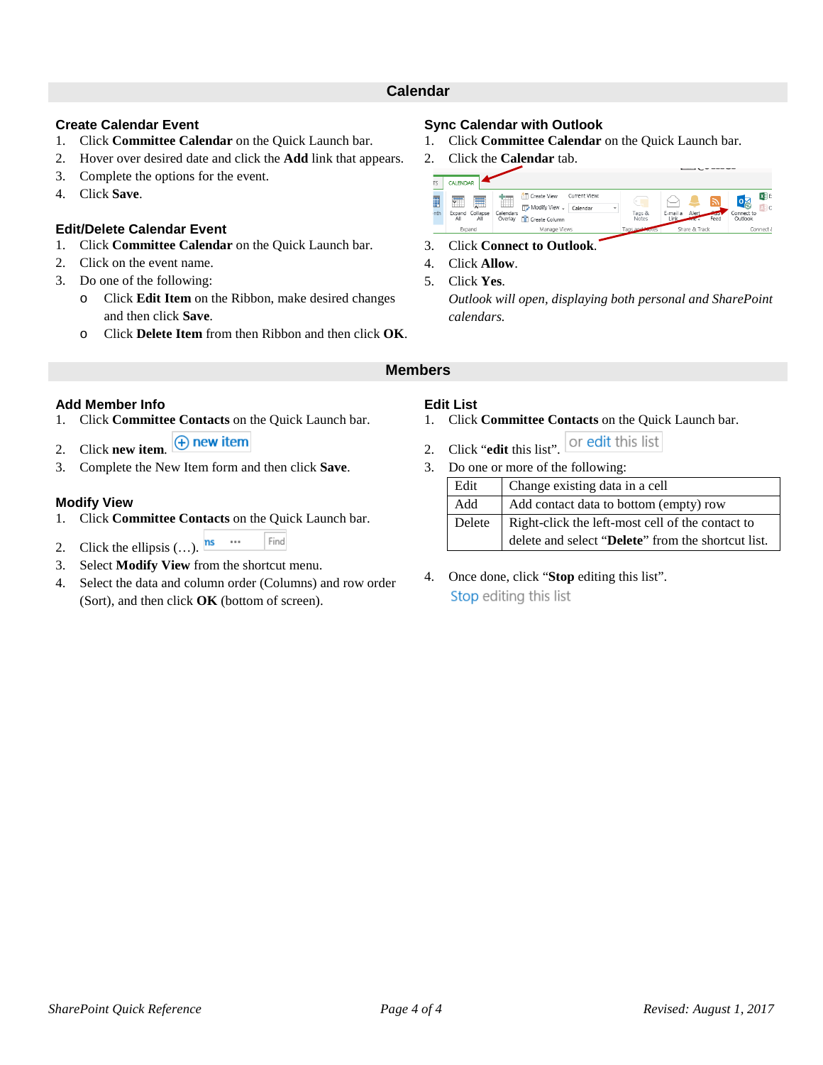# Calendar

## Create Calendar Event

1. Click **Committee Calendar** on the Quick Launch bar.
2. Hover over desired date and click the **Add** link that appears.
3. Complete the options for the event.
4. Click **Save**.

## Edit/Delete Calendar Event

1. Click **Committee Calendar** on the Quick Launch bar.
2. Click on the event name.
3. Do one of the following:
   - Click **Edit Item** on the Ribbon, make desired changes and then click **Save**.
   - Click **Delete Item** from then Ribbon and then click **OK**.

## Sync Calendar with Outlook

1. Click **Committee Calendar** on the Quick Launch bar.
2. Click the **Calendar** tab.
3. Click **Connect to Outlook**.
4. Click **Allow**.
5. Click **Yes**.

   *Outlook will open, displaying both personal and SharePoint calendars.*

# Members

## Add Member Info

1. Click **Committee Contacts** on the Quick Launch bar.
2. Click **new item**.
3. Complete the New Item form and then click **Save**.

## Modify View

1. Click **Committee Contacts** on the Quick Launch bar.
2. Click the ellipsis (…).
3. Select **Modify View** from the shortcut menu.
4. Select the data and column order (Columns) and row order (Sort), and then click **OK** (bottom of screen).

## Edit List

1. Click **Committee Contacts** on the Quick Launch bar.
2. Click "**edit** this list".
3. Do one or more of the following:

| | |
|---|---|
| Edit | Change existing data in a cell |
| Add | Add contact data to bottom (empty) row |
| Delete | Right-click the left-most cell of the contact to delete and select "**Delete**" from the shortcut list. |

4. Once done, click "**Stop** editing this list".